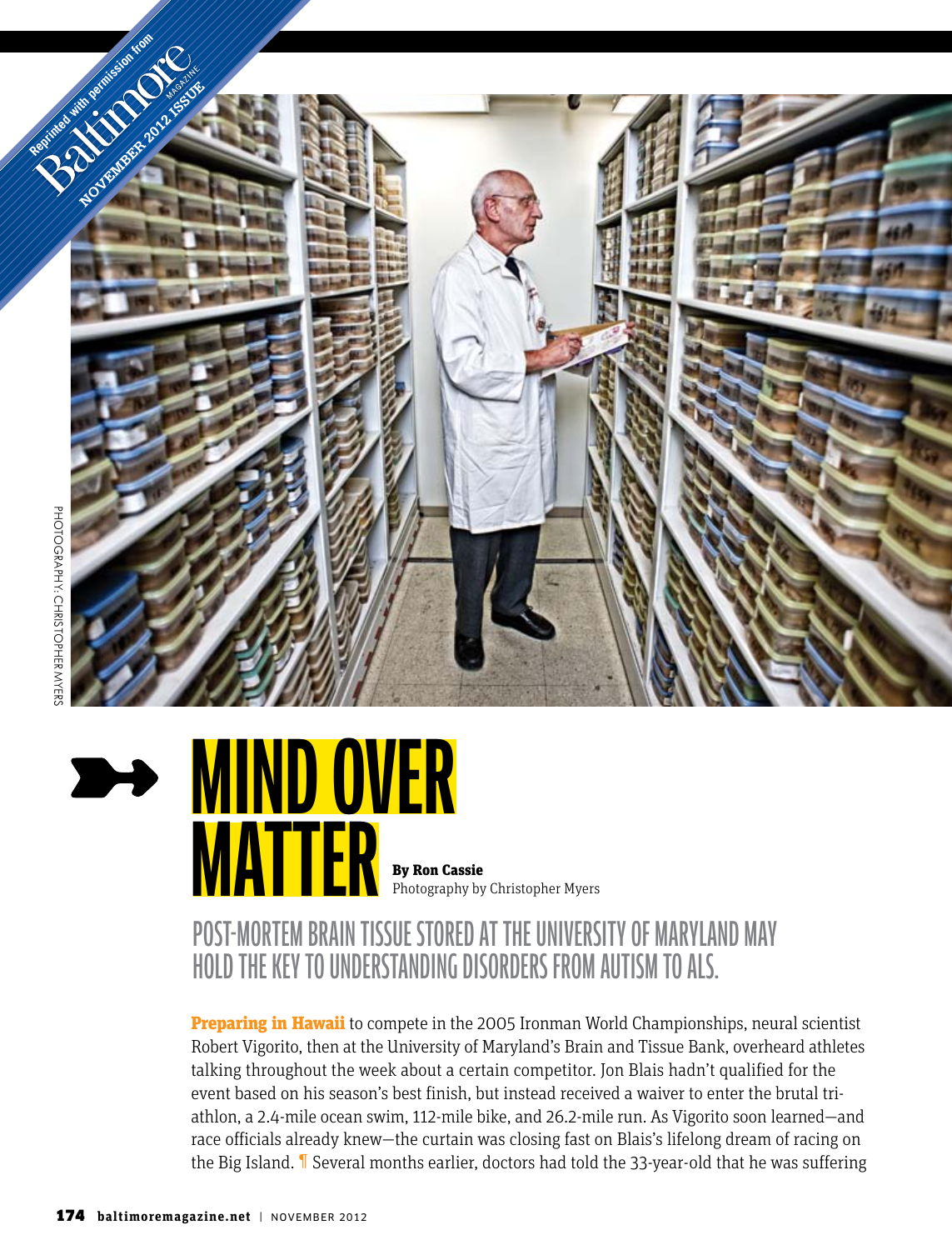Reprinted with permission from Baltimore Magazine NOVEMBER 2012 ISSUE

PHOTOGRAPHY: CHRISTOPHER MYERS

# MIND OVER MATTER

**By Ron Cassie**
Photography by Christopher Myers

## POST-MORTEM BRAIN TISSUE STORED AT THE UNIVERSITY OF MARYLAND MAY HOLD THE KEY TO UNDERSTANDING DISORDERS FROM AUTISM TO ALS.

**Preparing in Hawaii** to compete in the 2005 Ironman World Championships, neural scientist Robert Vigorito, then at the University of Maryland's Brain and Tissue Bank, overheard athletes talking throughout the week about a certain competitor. Jon Blais hadn't qualified for the event based on his season's best finish, but instead received a waiver to enter the brutal triathlon, a 2.4-mile ocean swim, 112-mile bike, and 26.2-mile run. As Vigorito soon learned—and race officials already knew—the curtain was closing fast on Blais's lifelong dream of racing on the Big Island. ¶ Several months earlier, doctors had told the 33-year-old that he was suffering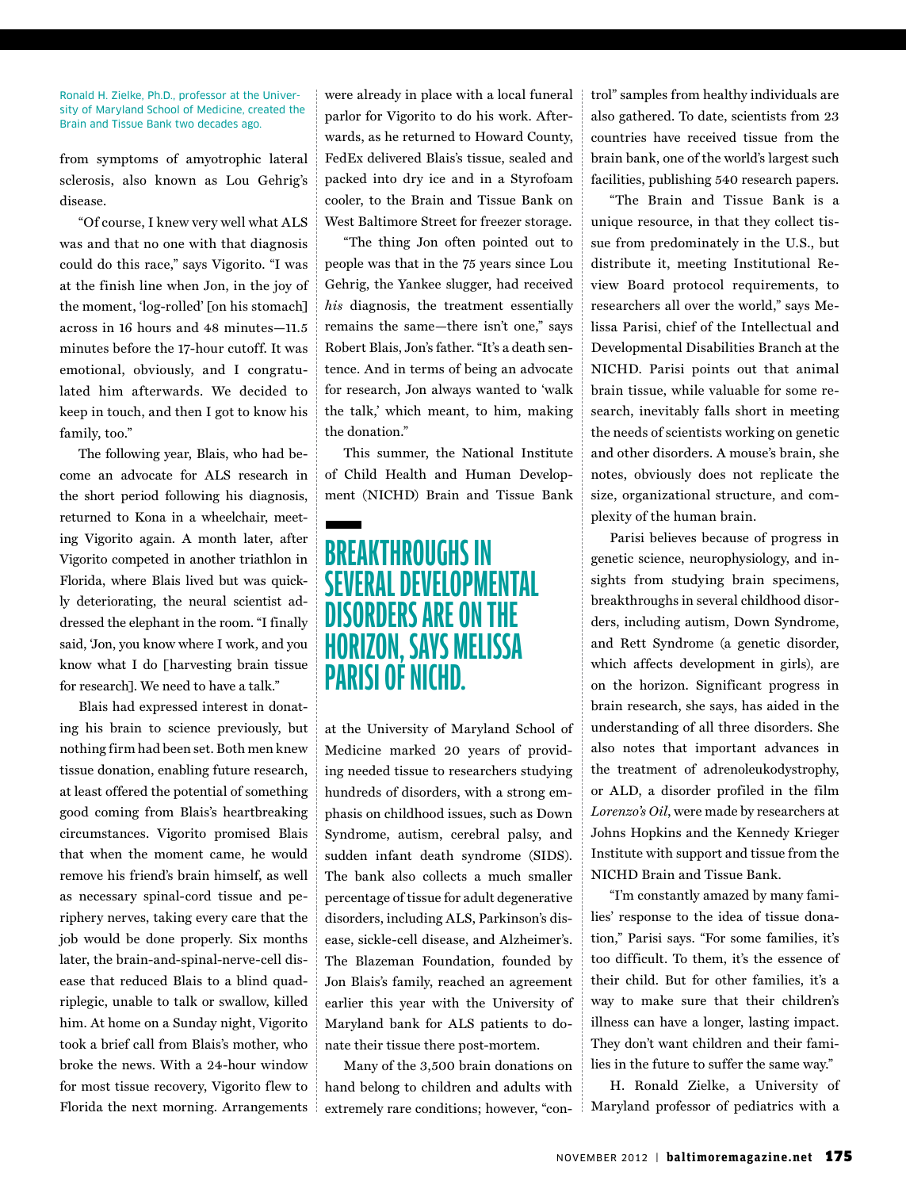Ronald H. Zielke, Ph.D., professor at the University of Maryland School of Medicine, created the Brain and Tissue Bank two decades ago.

from symptoms of amyotrophic lateral sclerosis, also known as Lou Gehrig's disease.

"Of course, I knew very well what ALS was and that no one with that diagnosis could do this race," says Vigorito. "I was at the finish line when Jon, in the joy of the moment, 'log-rolled' [on his stomach] across in 16 hours and 48 minutes—11.5 minutes before the 17-hour cutoff. It was emotional, obviously, and I congratulated him afterwards. We decided to keep in touch, and then I got to know his family, too."

The following year, Blais, who had become an advocate for ALS research in the short period following his diagnosis, returned to Kona in a wheelchair, meeting Vigorito again. A month later, after Vigorito competed in another triathlon in Florida, where Blais lived but was quickly deteriorating, the neural scientist addressed the elephant in the room. "I finally said, 'Jon, you know where I work, and you know what I do [harvesting brain tissue for research]. We need to have a talk."

Blais had expressed interest in donating his brain to science previously, but nothing firm had been set. Both men knew tissue donation, enabling future research, at least offered the potential of something good coming from Blais's heartbreaking circumstances. Vigorito promised Blais that when the moment came, he would remove his friend's brain himself, as well as necessary spinal-cord tissue and periphery nerves, taking every care that the job would be done properly. Six months later, the brain-and-spinal-nerve-cell disease that reduced Blais to a blind quadriplegic, unable to talk or swallow, killed him. At home on a Sunday night, Vigorito took a brief call from Blais's mother, who broke the news. With a 24-hour window for most tissue recovery, Vigorito flew to Florida the next morning. Arrangements were already in place with a local funeral parlor for Vigorito to do his work. Afterwards, as he returned to Howard County, FedEx delivered Blais's tissue, sealed and packed into dry ice and in a Styrofoam cooler, to the Brain and Tissue Bank on West Baltimore Street for freezer storage.

"The thing Jon often pointed out to people was that in the 75 years since Lou Gehrig, the Yankee slugger, had received *his* diagnosis, the treatment essentially remains the same—there isn't one," says Robert Blais, Jon's father. "It's a death sentence. And in terms of being an advocate for research, Jon always wanted to 'walk the talk,' which meant, to him, making the donation."

This summer, the National Institute of Child Health and Human Development (NICHD) Brain and Tissue Bank at the University of Maryland School of Medicine marked 20 years of providing needed tissue to researchers studying hundreds of disorders, with a strong emphasis on childhood issues, such as Down Syndrome, autism, cerebral palsy, and sudden infant death syndrome (SIDS). The bank also collects a much smaller percentage of tissue for adult degenerative disorders, including ALS, Parkinson's disease, sickle-cell disease, and Alzheimer's. The Blazeman Foundation, founded by Jon Blais's family, reached an agreement earlier this year with the University of Maryland bank for ALS patients to donate their tissue there post-mortem.

## BREAKTHROUGHS IN SEVERAL DEVELOPMENTAL DISORDERS ARE ON THE HORIZON, SAYS MELISSA PARISI OF NICHD.

Many of the 3,500 brain donations on hand belong to children and adults with extremely rare conditions; however, "control" samples from healthy individuals are also gathered. To date, scientists from 23 countries have received tissue from the brain bank, one of the world's largest such facilities, publishing 540 research papers.

"The Brain and Tissue Bank is a unique resource, in that they collect tissue from predominately in the U.S., but distribute it, meeting Institutional Review Board protocol requirements, to researchers all over the world," says Melissa Parisi, chief of the Intellectual and Developmental Disabilities Branch at the NICHD. Parisi points out that animal brain tissue, while valuable for some research, inevitably falls short in meeting the needs of scientists working on genetic and other disorders. A mouse's brain, she notes, obviously does not replicate the size, organizational structure, and complexity of the human brain.

Parisi believes because of progress in genetic science, neurophysiology, and insights from studying brain specimens, breakthroughs in several childhood disorders, including autism, Down Syndrome, and Rett Syndrome (a genetic disorder, which affects development in girls), are on the horizon. Significant progress in brain research, she says, has aided in the understanding of all three disorders. She also notes that important advances in the treatment of adrenoleukodystrophy, or ALD, a disorder profiled in the film *Lorenzo's Oil*, were made by researchers at Johns Hopkins and the Kennedy Krieger Institute with support and tissue from the NICHD Brain and Tissue Bank.

"I'm constantly amazed by many families' response to the idea of tissue donation," Parisi says. "For some families, it's too difficult. To them, it's the essence of their child. But for other families, it's a way to make sure that their children's illness can have a longer, lasting impact. They don't want children and their families in the future to suffer the same way."

H. Ronald Zielke, a University of Maryland professor of pediatrics with a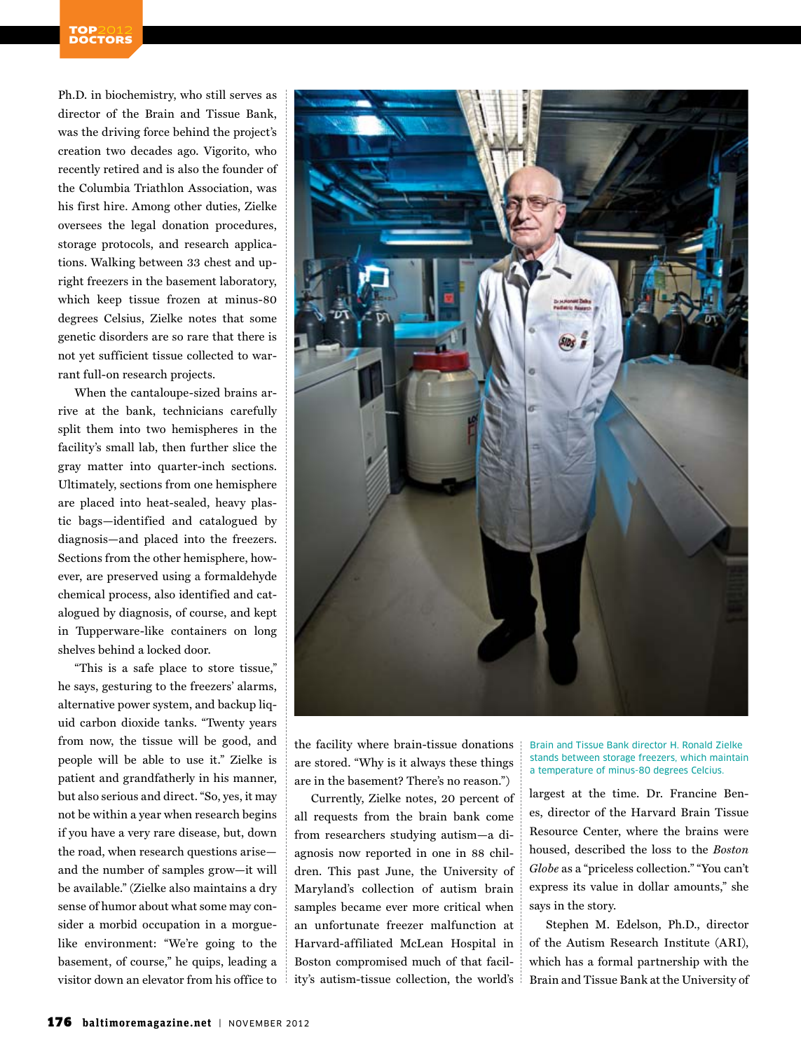Ph.D. in biochemistry, who still serves as director of the Brain and Tissue Bank, was the driving force behind the project's creation two decades ago. Vigorito, who recently retired and is also the founder of the Columbia Triathlon Association, was his first hire. Among other duties, Zielke oversees the legal donation procedures, storage protocols, and research applications. Walking between 33 chest and upright freezers in the basement laboratory, which keep tissue frozen at minus-80 degrees Celsius, Zielke notes that some genetic disorders are so rare that there is not yet sufficient tissue collected to warrant full-on research projects.

When the cantaloupe-sized brains arrive at the bank, technicians carefully split them into two hemispheres in the facility's small lab, then further slice the gray matter into quarter-inch sections. Ultimately, sections from one hemisphere are placed into heat-sealed, heavy plastic bags—identified and catalogued by diagnosis—and placed into the freezers. Sections from the other hemisphere, however, are preserved using a formaldehyde chemical process, also identified and catalogued by diagnosis, of course, and kept in Tupperware-like containers on long shelves behind a locked door.

"This is a safe place to store tissue," he says, gesturing to the freezers' alarms, alternative power system, and backup liquid carbon dioxide tanks. "Twenty years from now, the tissue will be good, and people will be able to use it." Zielke is patient and grandfatherly in his manner, but also serious and direct. "So, yes, it may not be within a year when research begins if you have a very rare disease, but, down the road, when research questions arise—and the number of samples grow—it will be available." (Zielke also maintains a dry sense of humor about what some may consider a morbid occupation in a morgue-like environment: "We're going to the basement, of course," he quips, leading a visitor down an elevator from his office to the facility where brain-tissue donations are stored. "Why is it always these things are in the basement? There's no reason.")

Currently, Zielke notes, 20 percent of all requests from the brain bank come from researchers studying autism—a diagnosis now reported in one in 88 children. This past June, the University of Maryland's collection of autism brain samples became ever more critical when an unfortunate freezer malfunction at Harvard-affiliated McLean Hospital in Boston compromised much of that facility's autism-tissue collection, the world's largest at the time. Dr. Francine Benes, director of the Harvard Brain Tissue Resource Center, where the brains were housed, described the loss to the *Boston Globe* as a "priceless collection." "You can't express its value in dollar amounts," she says in the story.

Brain and Tissue Bank director H. Ronald Zielke stands between storage freezers, which maintain a temperature of minus-80 degrees Celcius.

Stephen M. Edelson, Ph.D., director of the Autism Research Institute (ARI), which has a formal partnership with the Brain and Tissue Bank at the University of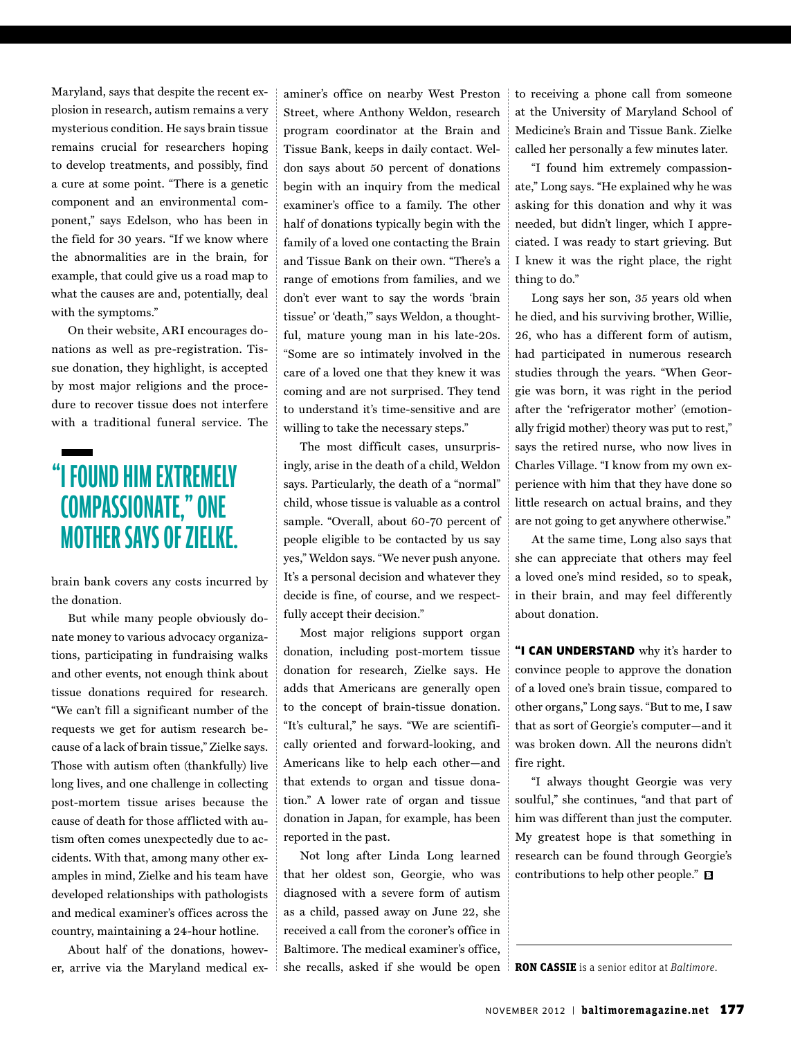Maryland, says that despite the recent explosion in research, autism remains a very mysterious condition. He says brain tissue remains crucial for researchers hoping to develop treatments, and possibly, find a cure at some point. "There is a genetic component and an environmental component," says Edelson, who has been in the field for 30 years. "If we know where the abnormalities are in the brain, for example, that could give us a road map to what the causes are and, potentially, deal with the symptoms."

On their website, ARI encourages donations as well as pre-registration. Tissue donation, they highlight, is accepted by most major religions and the procedure to recover tissue does not interfere with a traditional funeral service. The brain bank covers any costs incurred by the donation.

## "I FOUND HIM EXTREMELY COMPASSIONATE," ONE MOTHER SAYS OF ZIELKE.

But while many people obviously donate money to various advocacy organizations, participating in fundraising walks and other events, not enough think about tissue donations required for research. "We can't fill a significant number of the requests we get for autism research because of a lack of brain tissue," Zielke says. Those with autism often (thankfully) live long lives, and one challenge in collecting post-mortem tissue arises because the cause of death for those afflicted with autism often comes unexpectedly due to accidents. With that, among many other examples in mind, Zielke and his team have developed relationships with pathologists and medical examiner's offices across the country, maintaining a 24-hour hotline.

About half of the donations, however, arrive via the Maryland medical examiner's office on nearby West Preston Street, where Anthony Weldon, research program coordinator at the Brain and Tissue Bank, keeps in daily contact. Weldon says about 50 percent of donations begin with an inquiry from the medical examiner's office to a family. The other half of donations typically begin with the family of a loved one contacting the Brain and Tissue Bank on their own. "There's a range of emotions from families, and we don't ever want to say the words 'brain tissue' or 'death,'" says Weldon, a thoughtful, mature young man in his late-20s. "Some are so intimately involved in the care of a loved one that they knew it was coming and are not surprised. They tend to understand it's time-sensitive and are willing to take the necessary steps."

The most difficult cases, unsurprisingly, arise in the death of a child, Weldon says. Particularly, the death of a "normal" child, whose tissue is valuable as a control sample. "Overall, about 60-70 percent of people eligible to be contacted by us say yes," Weldon says. "We never push anyone. It's a personal decision and whatever they decide is fine, of course, and we respectfully accept their decision."

Most major religions support organ donation, including post-mortem tissue donation for research, Zielke says. He adds that Americans are generally open to the concept of brain-tissue donation. "It's cultural," he says. "We are scientifically oriented and forward-looking, and Americans like to help each other—and that extends to organ and tissue donation." A lower rate of organ and tissue donation in Japan, for example, has been reported in the past.

Not long after Linda Long learned that her oldest son, Georgie, who was diagnosed with a severe form of autism as a child, passed away on June 22, she received a call from the coroner's office in Baltimore. The medical examiner's office, she recalls, asked if she would be open to receiving a phone call from someone at the University of Maryland School of Medicine's Brain and Tissue Bank. Zielke called her personally a few minutes later.

"I found him extremely compassionate," Long says. "He explained why he was asking for this donation and why it was needed, but didn't linger, which I appreciated. I was ready to start grieving. But I knew it was the right place, the right thing to do."

Long says her son, 35 years old when he died, and his surviving brother, Willie, 26, who has a different form of autism, had participated in numerous research studies through the years. "When Georgie was born, it was right in the period after the 'refrigerator mother' (emotionally frigid mother) theory was put to rest," says the retired nurse, who now lives in Charles Village. "I know from my own experience with him that they have done so little research on actual brains, and they are not going to get anywhere otherwise."

At the same time, Long also says that she can appreciate that others may feel a loved one's mind resided, so to speak, in their brain, and may feel differently about donation.

**"I CAN UNDERSTAND** why it's harder to convince people to approve the donation of a loved one's brain tissue, compared to other organs," Long says. "But to me, I saw that as sort of Georgie's computer—and it was broken down. All the neurons didn't fire right.

"I always thought Georgie was very soulful," she continues, "and that part of him was different than just the computer. My greatest hope is that something in research can be found through Georgie's contributions to help other people."

---

**RON CASSIE** is a senior editor at *Baltimore*.